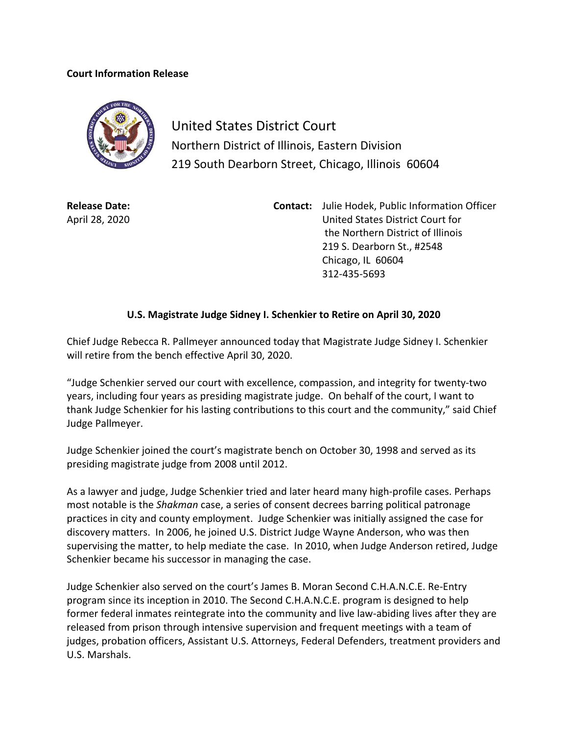**Court Information Release**

United States District Court
Northern District of Illinois, Eastern Division
219 South Dearborn Street, Chicago, Illinois 60604

**Release Date:**
April 28, 2020

**Contact:** Julie Hodek, Public Information Officer
United States District Court for
the Northern District of Illinois
219 S. Dearborn St., #2548
Chicago, IL 60604
312-435-5693

## U.S. Magistrate Judge Sidney I. Schenkier to Retire on April 30, 2020

Chief Judge Rebecca R. Pallmeyer announced today that Magistrate Judge Sidney I. Schenkier will retire from the bench effective April 30, 2020.

"Judge Schenkier served our court with excellence, compassion, and integrity for twenty-two years, including four years as presiding magistrate judge. On behalf of the court, I want to thank Judge Schenkier for his lasting contributions to this court and the community," said Chief Judge Pallmeyer.

Judge Schenkier joined the court's magistrate bench on October 30, 1998 and served as its presiding magistrate judge from 2008 until 2012.

As a lawyer and judge, Judge Schenkier tried and later heard many high-profile cases. Perhaps most notable is the *Shakman* case, a series of consent decrees barring political patronage practices in city and county employment. Judge Schenkier was initially assigned the case for discovery matters. In 2006, he joined U.S. District Judge Wayne Anderson, who was then supervising the matter, to help mediate the case. In 2010, when Judge Anderson retired, Judge Schenkier became his successor in managing the case.

Judge Schenkier also served on the court's James B. Moran Second C.H.A.N.C.E. Re-Entry program since its inception in 2010. The Second C.H.A.N.C.E. program is designed to help former federal inmates reintegrate into the community and live law-abiding lives after they are released from prison through intensive supervision and frequent meetings with a team of judges, probation officers, Assistant U.S. Attorneys, Federal Defenders, treatment providers and U.S. Marshals.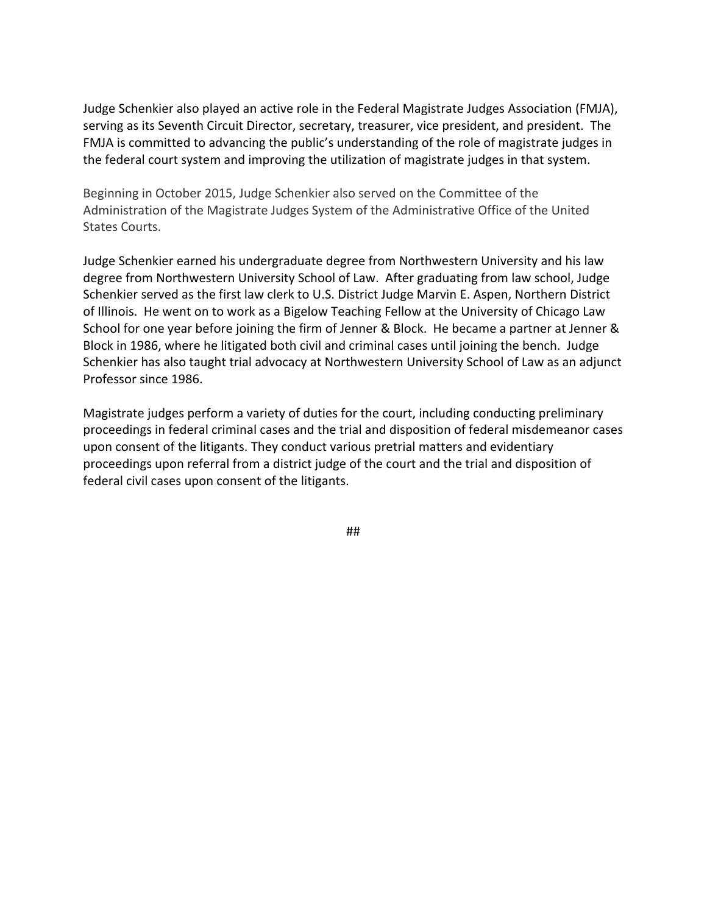Judge Schenkier also played an active role in the Federal Magistrate Judges Association (FMJA), serving as its Seventh Circuit Director, secretary, treasurer, vice president, and president. The FMJA is committed to advancing the public's understanding of the role of magistrate judges in the federal court system and improving the utilization of magistrate judges in that system.

Beginning in October 2015, Judge Schenkier also served on the Committee of the Administration of the Magistrate Judges System of the Administrative Office of the United States Courts.

Judge Schenkier earned his undergraduate degree from Northwestern University and his law degree from Northwestern University School of Law. After graduating from law school, Judge Schenkier served as the first law clerk to U.S. District Judge Marvin E. Aspen, Northern District of Illinois. He went on to work as a Bigelow Teaching Fellow at the University of Chicago Law School for one year before joining the firm of Jenner & Block. He became a partner at Jenner & Block in 1986, where he litigated both civil and criminal cases until joining the bench. Judge Schenkier has also taught trial advocacy at Northwestern University School of Law as an adjunct Professor since 1986.

Magistrate judges perform a variety of duties for the court, including conducting preliminary proceedings in federal criminal cases and the trial and disposition of federal misdemeanor cases upon consent of the litigants. They conduct various pretrial matters and evidentiary proceedings upon referral from a district judge of the court and the trial and disposition of federal civil cases upon consent of the litigants.

##